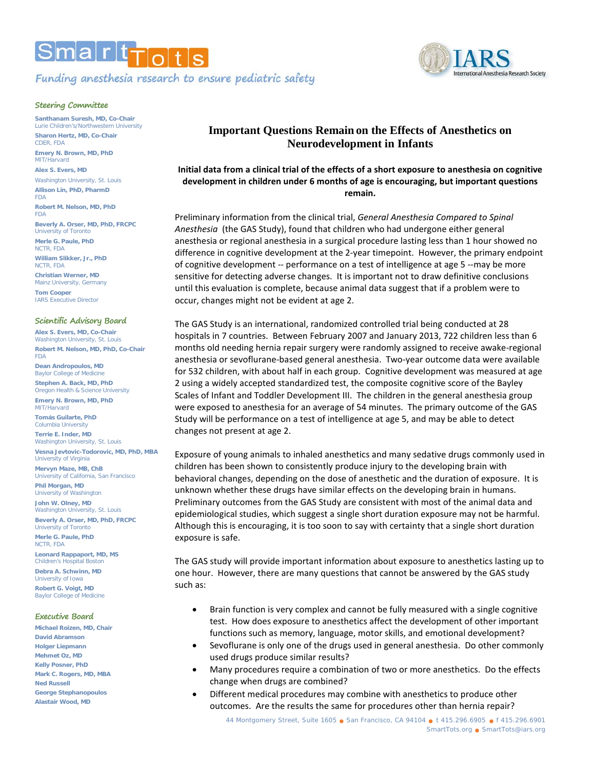# SmartTots

Funding anesthesia research to ensure pediatric safety

IARS International Anesthesia Research Society

### Steering Committee

**Santhanam Suresh, MD, Co-Chair**
Lurie Children's/Northwestern University

**Sharon Hertz, MD, Co-Chair**
CDER, FDA

**Emery N. Brown, MD, PhD**
MIT/Harvard

**Alex S. Evers, MD**
Washington University, St. Louis

**Allison Lin, PhD, PharmD**
FDA

**Robert M. Nelson, MD, PhD**
FDA

**Beverly A. Orser, MD, PhD, FRCPC**
University of Toronto

**Merle G. Paule, PhD**
NCTR, FDA

**William Slikker, Jr., PhD**
NCTR, FDA

**Christian Werner, MD**
Mainz University, Germany

**Tom Cooper**
IARS Executive Director

### Scientific Advisory Board

**Alex S. Evers, MD, Co-Chair**
Washington University, St. Louis

**Robert M. Nelson, MD, PhD, Co-Chair**
FDA

**Dean Andropoulos, MD**
Baylor College of Medicine

**Stephen A. Back, MD, PhD**
Oregon Health & Science University

**Emery N. Brown, MD, PhD**
MIT/Harvard

**Tomás Guilarte, PhD**
Columbia University

**Terrie E. Inder, MD**
Washington University, St. Louis

**Vesna Jevtovic-Todorovic, MD, PhD, MBA**
University of Virginia

**Mervyn Maze, MB, ChB**
University of California, San Francisco

**Phil Morgan, MD**
University of Washington

**John W. Olney, MD**
Washington University, St. Louis

**Beverly A. Orser, MD, PhD, FRCPC**
University of Toronto

**Merle G. Paule, PhD**
NCTR, FDA

**Leonard Rappaport, MD, MS**
Children's Hospital Boston

**Debra A. Schwinn, MD**
University of Iowa

**Robert G. Voigt, MD**
Baylor College of Medicine

### Executive Board

**Michael Roizen, MD, Chair**
**David Abramson**
**Holger Liepmann**
**Mehmet Oz, MD**
**Kelly Posner, PhD**
**Mark C. Rogers, MD, MBA**
**Ned Russell**
**George Stephanopoulos**
**Alastair Wood, MD**

# Important Questions Remain on the Effects of Anesthetics on Neurodevelopment in Infants

**Initial data from a clinical trial of the effects of a short exposure to anesthesia on cognitive development in children under 6 months of age is encouraging, but important questions remain.**

Preliminary information from the clinical trial, *General Anesthesia Compared to Spinal Anesthesia* (the GAS Study), found that children who had undergone either general anesthesia or regional anesthesia in a surgical procedure lasting less than 1 hour showed no difference in cognitive development at the 2-year timepoint. However, the primary endpoint of cognitive development -- performance on a test of intelligence at age 5 --may be more sensitive for detecting adverse changes. It is important not to draw definitive conclusions until this evaluation is complete, because animal data suggest that if a problem were to occur, changes might not be evident at age 2.

The GAS Study is an international, randomized controlled trial being conducted at 28 hospitals in 7 countries. Between February 2007 and January 2013, 722 children less than 6 months old needing hernia repair surgery were randomly assigned to receive awake-regional anesthesia or sevoflurane-based general anesthesia. Two-year outcome data were available for 532 children, with about half in each group. Cognitive development was measured at age 2 using a widely accepted standardized test, the composite cognitive score of the Bayley Scales of Infant and Toddler Development III. The children in the general anesthesia group were exposed to anesthesia for an average of 54 minutes. The primary outcome of the GAS Study will be performance on a test of intelligence at age 5, and may be able to detect changes not present at age 2.

Exposure of young animals to inhaled anesthetics and many sedative drugs commonly used in children has been shown to consistently produce injury to the developing brain with behavioral changes, depending on the dose of anesthetic and the duration of exposure. It is unknown whether these drugs have similar effects on the developing brain in humans. Preliminary outcomes from the GAS Study are consistent with most of the animal data and epidemiological studies, which suggest a single short duration exposure may not be harmful. Although this is encouraging, it is too soon to say with certainty that a single short duration exposure is safe.

The GAS study will provide important information about exposure to anesthetics lasting up to one hour. However, there are many questions that cannot be answered by the GAS study such as:

- Brain function is very complex and cannot be fully measured with a single cognitive test. How does exposure to anesthetics affect the development of other important functions such as memory, language, motor skills, and emotional development?
- Sevoflurane is only one of the drugs used in general anesthesia. Do other commonly used drugs produce similar results?
- Many procedures require a combination of two or more anesthetics. Do the effects change when drugs are combined?
- Different medical procedures may combine with anesthetics to produce other outcomes. Are the results the same for procedures other than hernia repair?

44 Montgomery Street, Suite 1605 ● San Francisco, CA 94104 ● t 415.296.6905 ● f 415.296.6901
SmartTots.org ● SmartTots@iars.org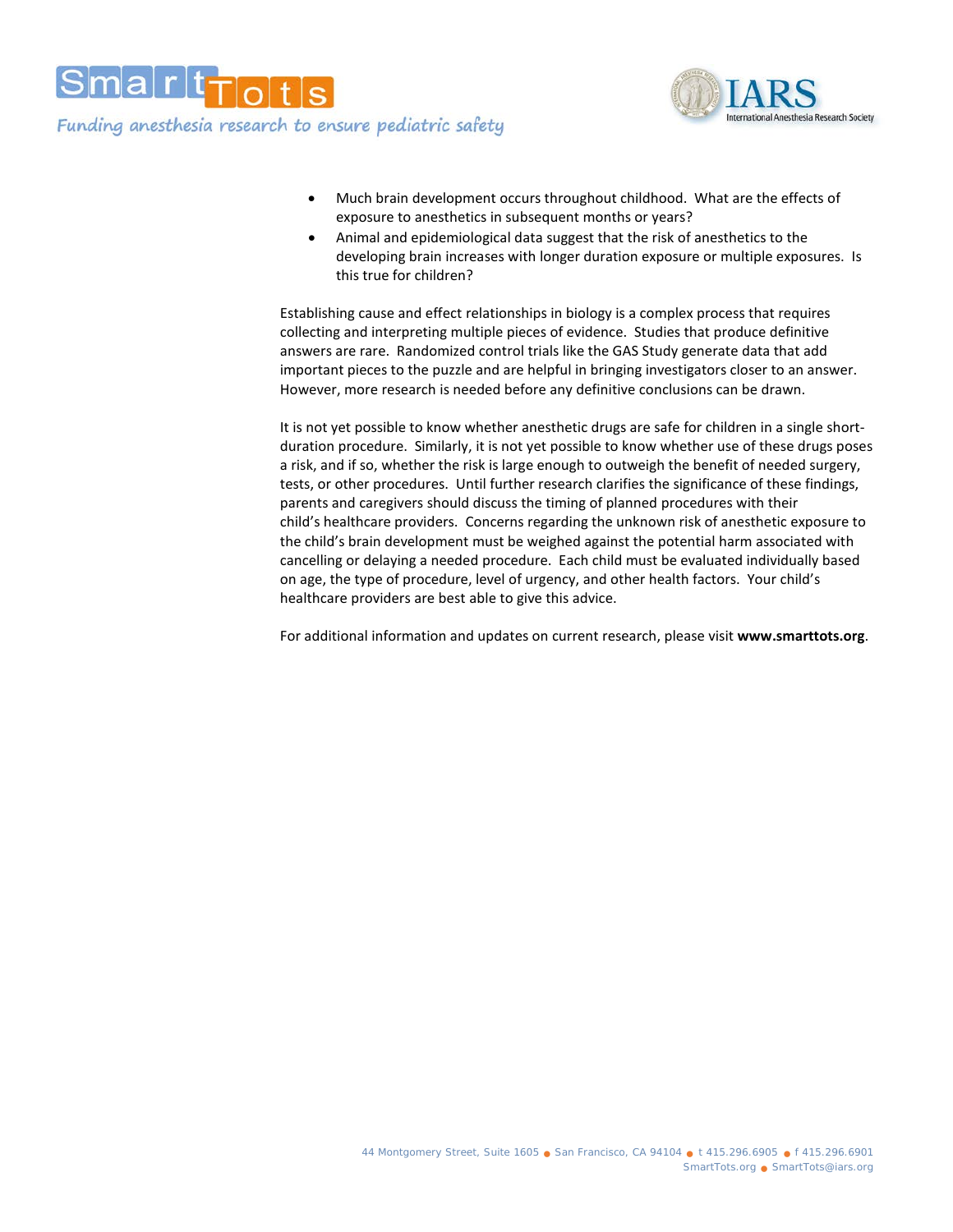- Much brain development occurs throughout childhood. What are the effects of exposure to anesthetics in subsequent months or years?
- Animal and epidemiological data suggest that the risk of anesthetics to the developing brain increases with longer duration exposure or multiple exposures. Is this true for children?

Establishing cause and effect relationships in biology is a complex process that requires collecting and interpreting multiple pieces of evidence. Studies that produce definitive answers are rare. Randomized control trials like the GAS Study generate data that add important pieces to the puzzle and are helpful in bringing investigators closer to an answer. However, more research is needed before any definitive conclusions can be drawn.

It is not yet possible to know whether anesthetic drugs are safe for children in a single short-duration procedure. Similarly, it is not yet possible to know whether use of these drugs poses a risk, and if so, whether the risk is large enough to outweigh the benefit of needed surgery, tests, or other procedures. Until further research clarifies the significance of these findings, parents and caregivers should discuss the timing of planned procedures with their child's healthcare providers. Concerns regarding the unknown risk of anesthetic exposure to the child's brain development must be weighed against the potential harm associated with cancelling or delaying a needed procedure. Each child must be evaluated individually based on age, the type of procedure, level of urgency, and other health factors. Your child's healthcare providers are best able to give this advice.

For additional information and updates on current research, please visit **www.smarttots.org**.